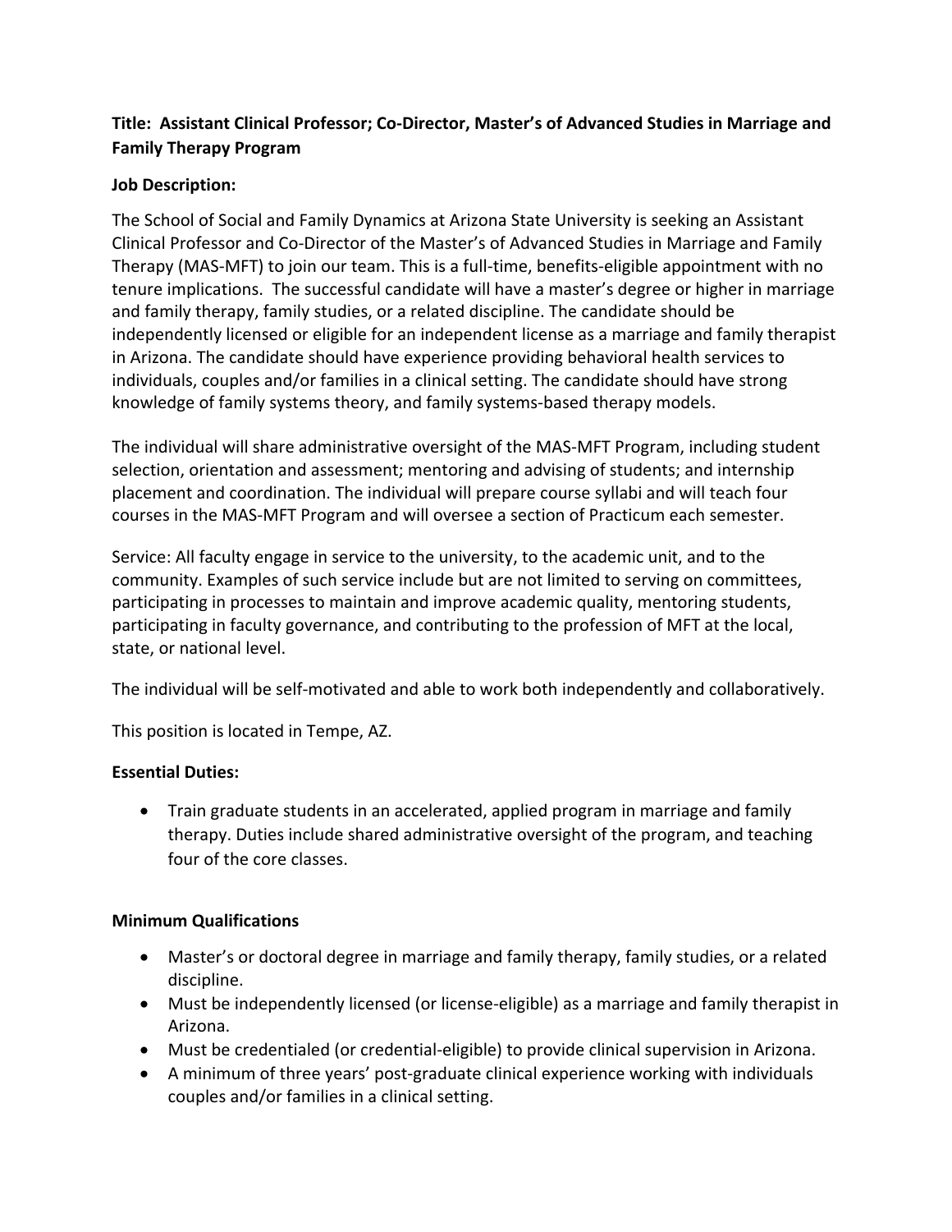**Title: Assistant Clinical Professor; Co-Director, Master's of Advanced Studies in Marriage and Family Therapy Program**

**Job Description:**

The School of Social and Family Dynamics at Arizona State University is seeking an Assistant Clinical Professor and Co-Director of the Master's of Advanced Studies in Marriage and Family Therapy (MAS-MFT) to join our team. This is a full-time, benefits-eligible appointment with no tenure implications. The successful candidate will have a master's degree or higher in marriage and family therapy, family studies, or a related discipline. The candidate should be independently licensed or eligible for an independent license as a marriage and family therapist in Arizona. The candidate should have experience providing behavioral health services to individuals, couples and/or families in a clinical setting. The candidate should have strong knowledge of family systems theory, and family systems-based therapy models.

The individual will share administrative oversight of the MAS-MFT Program, including student selection, orientation and assessment; mentoring and advising of students; and internship placement and coordination. The individual will prepare course syllabi and will teach four courses in the MAS-MFT Program and will oversee a section of Practicum each semester.

Service: All faculty engage in service to the university, to the academic unit, and to the community. Examples of such service include but are not limited to serving on committees, participating in processes to maintain and improve academic quality, mentoring students, participating in faculty governance, and contributing to the profession of MFT at the local, state, or national level.

The individual will be self-motivated and able to work both independently and collaboratively.

This position is located in Tempe, AZ.

**Essential Duties:**

- Train graduate students in an accelerated, applied program in marriage and family therapy. Duties include shared administrative oversight of the program, and teaching four of the core classes.

**Minimum Qualifications**

- Master's or doctoral degree in marriage and family therapy, family studies, or a related discipline.
- Must be independently licensed (or license-eligible) as a marriage and family therapist in Arizona.
- Must be credentialed (or credential-eligible) to provide clinical supervision in Arizona.
- A minimum of three years' post-graduate clinical experience working with individuals couples and/or families in a clinical setting.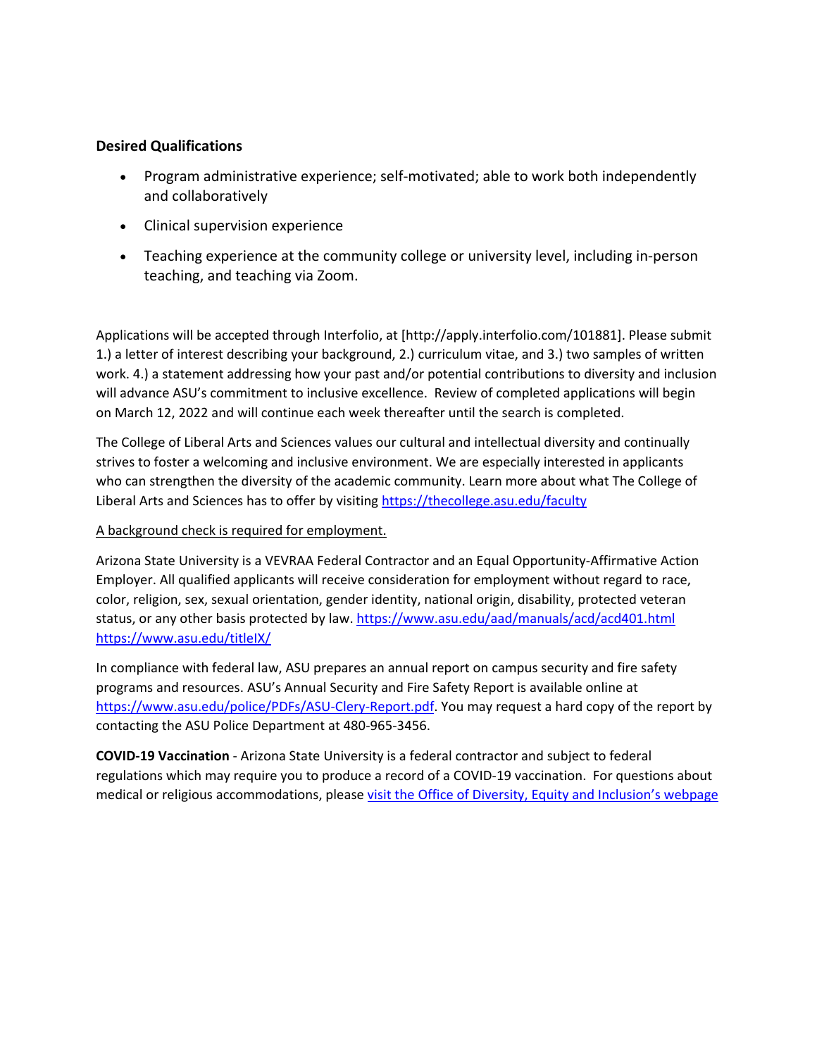**Desired Qualifications**

- Program administrative experience; self-motivated; able to work both independently and collaboratively
- Clinical supervision experience
- Teaching experience at the community college or university level, including in-person teaching, and teaching via Zoom.

Applications will be accepted through Interfolio, at [http://apply.interfolio.com/101881]. Please submit 1.) a letter of interest describing your background, 2.) curriculum vitae, and 3.) two samples of written work. 4.) a statement addressing how your past and/or potential contributions to diversity and inclusion will advance ASU's commitment to inclusive excellence. Review of completed applications will begin on March 12, 2022 and will continue each week thereafter until the search is completed.

The College of Liberal Arts and Sciences values our cultural and intellectual diversity and continually strives to foster a welcoming and inclusive environment. We are especially interested in applicants who can strengthen the diversity of the academic community. Learn more about what The College of Liberal Arts and Sciences has to offer by visiting [https://thecollege.asu.edu/faculty](https://thecollege.asu.edu/faculty)

<u>A background check is required for employment.</u>

Arizona State University is a VEVRAA Federal Contractor and an Equal Opportunity-Affirmative Action Employer. All qualified applicants will receive consideration for employment without regard to race, color, religion, sex, sexual orientation, gender identity, national origin, disability, protected veteran status, or any other basis protected by law. [https://www.asu.edu/aad/manuals/acd/acd401.html](https://www.asu.edu/aad/manuals/acd/acd401.html) [https://www.asu.edu/titleIX/](https://www.asu.edu/titleIX/)

In compliance with federal law, ASU prepares an annual report on campus security and fire safety programs and resources. ASU's Annual Security and Fire Safety Report is available online at [https://www.asu.edu/police/PDFs/ASU-Clery-Report.pdf](https://www.asu.edu/police/PDFs/ASU-Clery-Report.pdf). You may request a hard copy of the report by contacting the ASU Police Department at 480-965-3456.

**COVID-19 Vaccination** - Arizona State University is a federal contractor and subject to federal regulations which may require you to produce a record of a COVID-19 vaccination. For questions about medical or religious accommodations, please visit the Office of Diversity, Equity and Inclusion's webpage